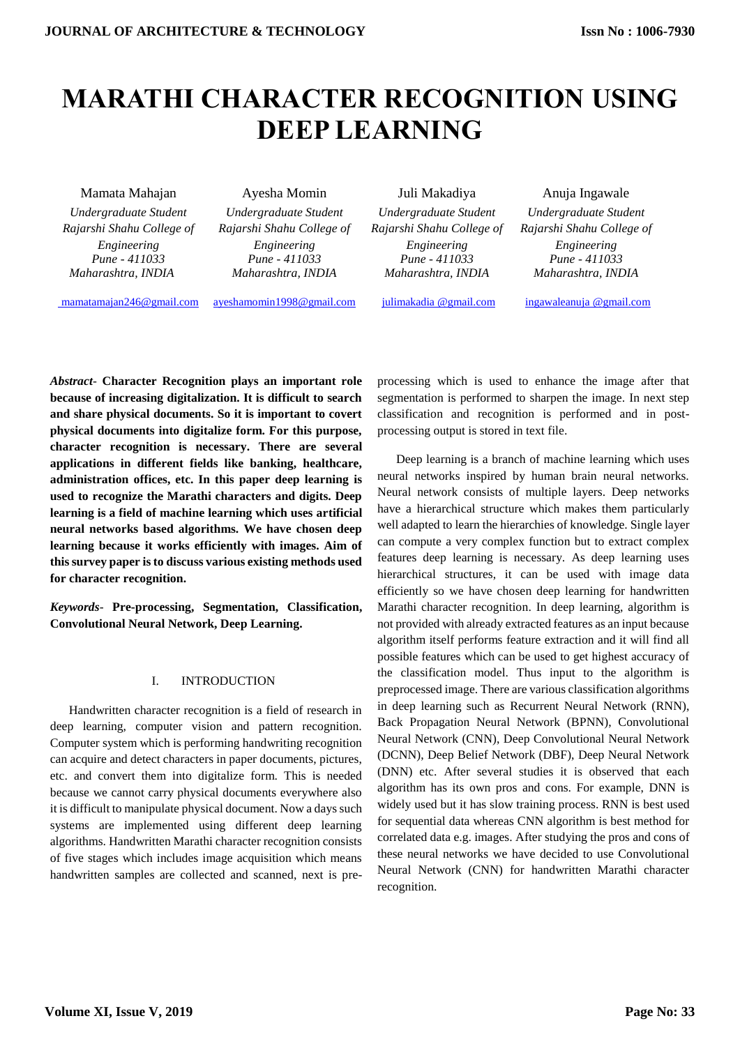# MARATHI CHARACTER RECOGNITION USING DEEP LEARNING

Mamata Mahajan
*Undergraduate Student*
*Rajarshi Shahu College of Engineering*
*Pune - 411033*
*Maharashtra, INDIA*
mamatamajan246@gmail.com

Ayesha Momin
*Undergraduate Student*
*Rajarshi Shahu College of Engineering*
*Pune - 411033*
*Maharashtra, INDIA*
ayeshamomin1998@gmail.com

Juli Makadiya
*Undergraduate Student*
*Rajarshi Shahu College of Engineering*
*Pune - 411033*
*Maharashtra, INDIA*
julimakadia @gmail.com

Anuja Ingawale
*Undergraduate Student*
*Rajarshi Shahu College of Engineering*
*Pune - 411033*
*Maharashtra, INDIA*
ingawaleanuja @gmail.com

***Abstract*- Character Recognition plays an important role because of increasing digitalization. It is difficult to search and share physical documents. So it is important to covert physical documents into digitalize form. For this purpose, character recognition is necessary. There are several applications in different fields like banking, healthcare, administration offices, etc. In this paper deep learning is used to recognize the Marathi characters and digits. Deep learning is a field of machine learning which uses artificial neural networks based algorithms. We have chosen deep learning because it works efficiently with images. Aim of this survey paper is to discuss various existing methods used for character recognition.**

***Keywords*- Pre-processing, Segmentation, Classification, Convolutional Neural Network, Deep Learning.**

## I. INTRODUCTION

Handwritten character recognition is a field of research in deep learning, computer vision and pattern recognition. Computer system which is performing handwriting recognition can acquire and detect characters in paper documents, pictures, etc. and convert them into digitalize form. This is needed because we cannot carry physical documents everywhere also it is difficult to manipulate physical document. Now a days such systems are implemented using different deep learning algorithms. Handwritten Marathi character recognition consists of five stages which includes image acquisition which means handwritten samples are collected and scanned, next is pre-processing which is used to enhance the image after that segmentation is performed to sharpen the image. In next step classification and recognition is performed and in post-processing output is stored in text file.

Deep learning is a branch of machine learning which uses neural networks inspired by human brain neural networks. Neural network consists of multiple layers. Deep networks have a hierarchical structure which makes them particularly well adapted to learn the hierarchies of knowledge. Single layer can compute a very complex function but to extract complex features deep learning is necessary. As deep learning uses hierarchical structures, it can be used with image data efficiently so we have chosen deep learning for handwritten Marathi character recognition. In deep learning, algorithm is not provided with already extracted features as an input because algorithm itself performs feature extraction and it will find all possible features which can be used to get highest accuracy of the classification model. Thus input to the algorithm is preprocessed image. There are various classification algorithms in deep learning such as Recurrent Neural Network (RNN), Back Propagation Neural Network (BPNN), Convolutional Neural Network (CNN), Deep Convolutional Neural Network (DCNN), Deep Belief Network (DBF), Deep Neural Network (DNN) etc. After several studies it is observed that each algorithm has its own pros and cons. For example, DNN is widely used but it has slow training process. RNN is best used for sequential data whereas CNN algorithm is best method for correlated data e.g. images. After studying the pros and cons of these neural networks we have decided to use Convolutional Neural Network (CNN) for handwritten Marathi character recognition.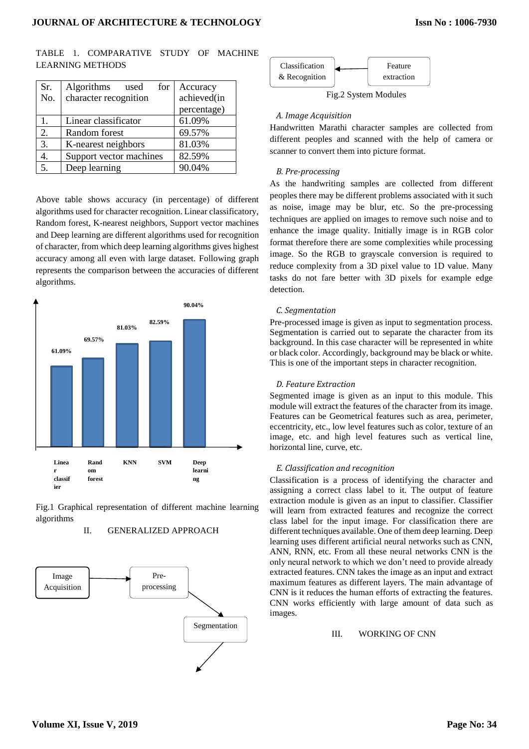TABLE 1. COMPARATIVE STUDY OF MACHINE LEARNING METHODS

| Sr. No. | Algorithms used for character recognition | Accuracy achieved(in percentage) |
|---|---|---|
| 1. | Linear classificator | 61.09% |
| 2. | Random forest | 69.57% |
| 3. | K-nearest neighbors | 81.03% |
| 4. | Support vector machines | 82.59% |
| 5. | Deep learning | 90.04% |

Above table shows accuracy (in percentage) of different algorithms used for character recognition. Linear classificatory, Random forest, K-nearest neighbors, Support vector machines and Deep learning are different algorithms used for recognition of character, from which deep learning algorithms gives highest accuracy among all even with large dataset. Following graph represents the comparison between the accuracies of different algorithms.

Fig.1 Graphical representation of different machine learning algorithms

## II. GENERALIZED APPROACH

Fig.2 System Modules

### *A. Image Acquisition*

Handwritten Marathi character samples are collected from different peoples and scanned with the help of camera or scanner to convert them into picture format.

### *B. Pre-processing*

As the handwriting samples are collected from different peoples there may be different problems associated with it such as noise, image may be blur, etc. So the pre-processing techniques are applied on images to remove such noise and to enhance the image quality. Initially image is in RGB color format therefore there are some complexities while processing image. So the RGB to grayscale conversion is required to reduce complexity from a 3D pixel value to 1D value. Many tasks do not fare better with 3D pixels for example edge detection.

### *C. Segmentation*

Pre-processed image is given as input to segmentation process. Segmentation is carried out to separate the character from its background. In this case character will be represented in white or black color. Accordingly, background may be black or white. This is one of the important steps in character recognition.

### *D. Feature Extraction*

Segmented image is given as an input to this module. This module will extract the features of the character from its image. Features can be Geometrical features such as area, perimeter, eccentricity, etc., low level features such as color, texture of an image, etc. and high level features such as vertical line, horizontal line, curve, etc.

### *E. Classification and recognition*

Classification is a process of identifying the character and assigning a correct class label to it. The output of feature extraction module is given as an input to classifier. Classifier will learn from extracted features and recognize the correct class label for the input image. For classification there are different techniques available. One of them deep learning. Deep learning uses different artificial neural networks such as CNN, ANN, RNN, etc. From all these neural networks CNN is the only neural network to which we don't need to provide already extracted features. CNN takes the image as an input and extract maximum features as different layers. The main advantage of CNN is it reduces the human efforts of extracting the features. CNN works efficiently with large amount of data such as images.

## III. WORKING OF CNN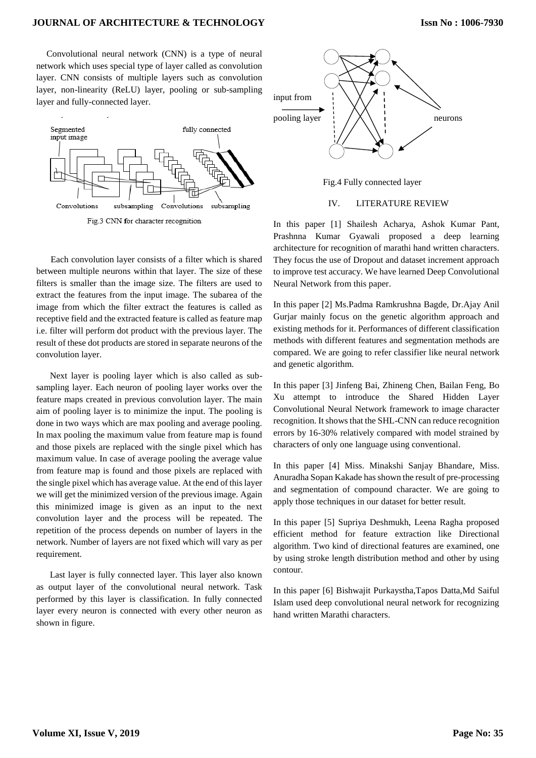Convolutional neural network (CNN) is a type of neural network which uses special type of layer called as convolution layer. CNN consists of multiple layers such as convolution layer, non-linearity (ReLU) layer, pooling or sub-sampling layer and fully-connected layer.

Fig.3 CNN for character recognition

Each convolution layer consists of a filter which is shared between multiple neurons within that layer. The size of these filters is smaller than the image size. The filters are used to extract the features from the input image. The subarea of the image from which the filter extract the features is called as receptive field and the extracted feature is called as feature map i.e. filter will perform dot product with the previous layer. The result of these dot products are stored in separate neurons of the convolution layer.

Next layer is pooling layer which is also called as sub-sampling layer. Each neuron of pooling layer works over the feature maps created in previous convolution layer. The main aim of pooling layer is to minimize the input. The pooling is done in two ways which are max pooling and average pooling. In max pooling the maximum value from feature map is found and those pixels are replaced with the single pixel which has maximum value. In case of average pooling the average value from feature map is found and those pixels are replaced with the single pixel which has average value. At the end of this layer we will get the minimized version of the previous image. Again this minimized image is given as an input to the next convolution layer and the process will be repeated. The repetition of the process depends on number of layers in the network. Number of layers are not fixed which will vary as per requirement.

Last layer is fully connected layer. This layer also known as output layer of the convolutional neural network. Task performed by this layer is classification. In fully connected layer every neuron is connected with every other neuron as shown in figure.

Fig.4 Fully connected layer

## IV. LITERATURE REVIEW

In this paper [1] Shailesh Acharya, Ashok Kumar Pant, Prashnna Kumar Gyawali proposed a deep learning architecture for recognition of marathi hand written characters. They focus the use of Dropout and dataset increment approach to improve test accuracy. We have learned Deep Convolutional Neural Network from this paper.

In this paper [2] Ms.Padma Ramkrushna Bagde, Dr.Ajay Anil Gurjar mainly focus on the genetic algorithm approach and existing methods for it. Performances of different classification methods with different features and segmentation methods are compared. We are going to refer classifier like neural network and genetic algorithm.

In this paper [3] Jinfeng Bai, Zhineng Chen, Bailan Feng, Bo Xu attempt to introduce the Shared Hidden Layer Convolutional Neural Network framework to image character recognition. It shows that the SHL-CNN can reduce recognition errors by 16-30% relatively compared with model strained by characters of only one language using conventional.

In this paper [4] Miss. Minakshi Sanjay Bhandare, Miss. Anuradha Sopan Kakade has shown the result of pre-processing and segmentation of compound character. We are going to apply those techniques in our dataset for better result.

In this paper [5] Supriya Deshmukh, Leena Ragha proposed efficient method for feature extraction like Directional algorithm. Two kind of directional features are examined, one by using stroke length distribution method and other by using contour.

In this paper [6] Bishwajit Purkaystha,Tapos Datta,Md Saiful Islam used deep convolutional neural network for recognizing hand written Marathi characters.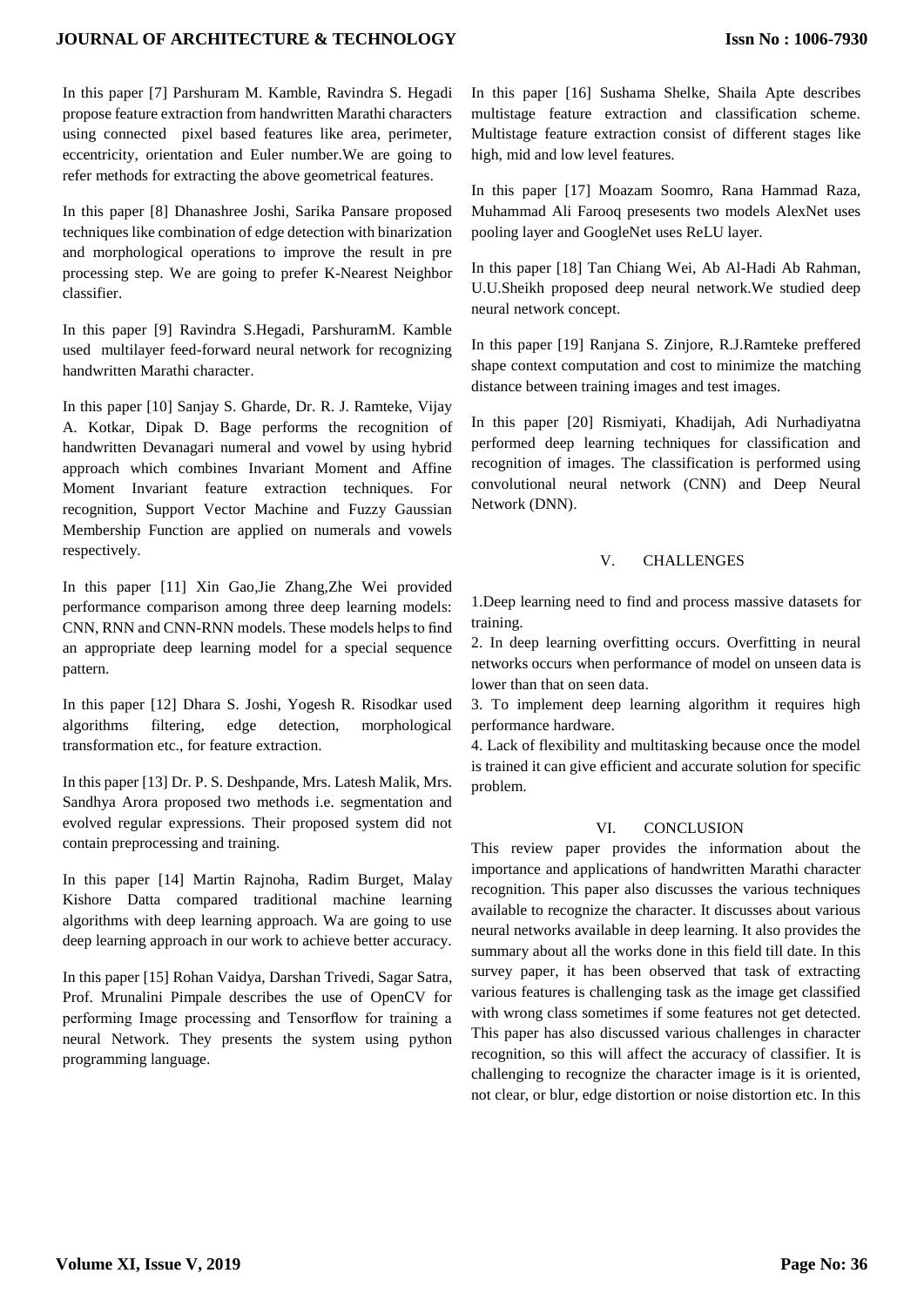In this paper [7] Parshuram M. Kamble, Ravindra S. Hegadi propose feature extraction from handwritten Marathi characters using connected pixel based features like area, perimeter, eccentricity, orientation and Euler number.We are going to refer methods for extracting the above geometrical features.

In this paper [8] Dhanashree Joshi, Sarika Pansare proposed techniques like combination of edge detection with binarization and morphological operations to improve the result in pre processing step. We are going to prefer K-Nearest Neighbor classifier.

In this paper [9] Ravindra S.Hegadi, ParshuramM. Kamble used multilayer feed-forward neural network for recognizing handwritten Marathi character.

In this paper [10] Sanjay S. Gharde, Dr. R. J. Ramteke, Vijay A. Kotkar, Dipak D. Bage performs the recognition of handwritten Devanagari numeral and vowel by using hybrid approach which combines Invariant Moment and Affine Moment Invariant feature extraction techniques. For recognition, Support Vector Machine and Fuzzy Gaussian Membership Function are applied on numerals and vowels respectively.

In this paper [11] Xin Gao,Jie Zhang,Zhe Wei provided performance comparison among three deep learning models: CNN, RNN and CNN-RNN models. These models helps to find an appropriate deep learning model for a special sequence pattern.

In this paper [12] Dhara S. Joshi, Yogesh R. Risodkar used algorithms filtering, edge detection, morphological transformation etc., for feature extraction.

In this paper [13] Dr. P. S. Deshpande, Mrs. Latesh Malik, Mrs. Sandhya Arora proposed two methods i.e. segmentation and evolved regular expressions. Their proposed system did not contain preprocessing and training.

In this paper [14] Martin Rajnoha, Radim Burget, Malay Kishore Datta compared traditional machine learning algorithms with deep learning approach. Wa are going to use deep learning approach in our work to achieve better accuracy.

In this paper [15] Rohan Vaidya, Darshan Trivedi, Sagar Satra, Prof. Mrunalini Pimpale describes the use of OpenCV for performing Image processing and Tensorflow for training a neural Network. They presents the system using python programming language.

In this paper [16] Sushama Shelke, Shaila Apte describes multistage feature extraction and classification scheme. Multistage feature extraction consist of different stages like high, mid and low level features.

In this paper [17] Moazam Soomro, Rana Hammad Raza, Muhammad Ali Farooq presesents two models AlexNet uses pooling layer and GoogleNet uses ReLU layer.

In this paper [18] Tan Chiang Wei, Ab Al-Hadi Ab Rahman, U.U.Sheikh proposed deep neural network.We studied deep neural network concept.

In this paper [19] Ranjana S. Zinjore, R.J.Ramteke preffered shape context computation and cost to minimize the matching distance between training images and test images.

In this paper [20] Rismiyati, Khadijah, Adi Nurhadiyatna performed deep learning techniques for classification and recognition of images. The classification is performed using convolutional neural network (CNN) and Deep Neural Network (DNN).

## V. CHALLENGES

1.Deep learning need to find and process massive datasets for training.
2. In deep learning overfitting occurs. Overfitting in neural networks occurs when performance of model on unseen data is lower than that on seen data.
3. To implement deep learning algorithm it requires high performance hardware.
4. Lack of flexibility and multitasking because once the model is trained it can give efficient and accurate solution for specific problem.

## VI. CONCLUSION

This review paper provides the information about the importance and applications of handwritten Marathi character recognition. This paper also discusses the various techniques available to recognize the character. It discusses about various neural networks available in deep learning. It also provides the summary about all the works done in this field till date. In this survey paper, it has been observed that task of extracting various features is challenging task as the image get classified with wrong class sometimes if some features not get detected. This paper has also discussed various challenges in character recognition, so this will affect the accuracy of classifier. It is challenging to recognize the character image is it is oriented, not clear, or blur, edge distortion or noise distortion etc. In this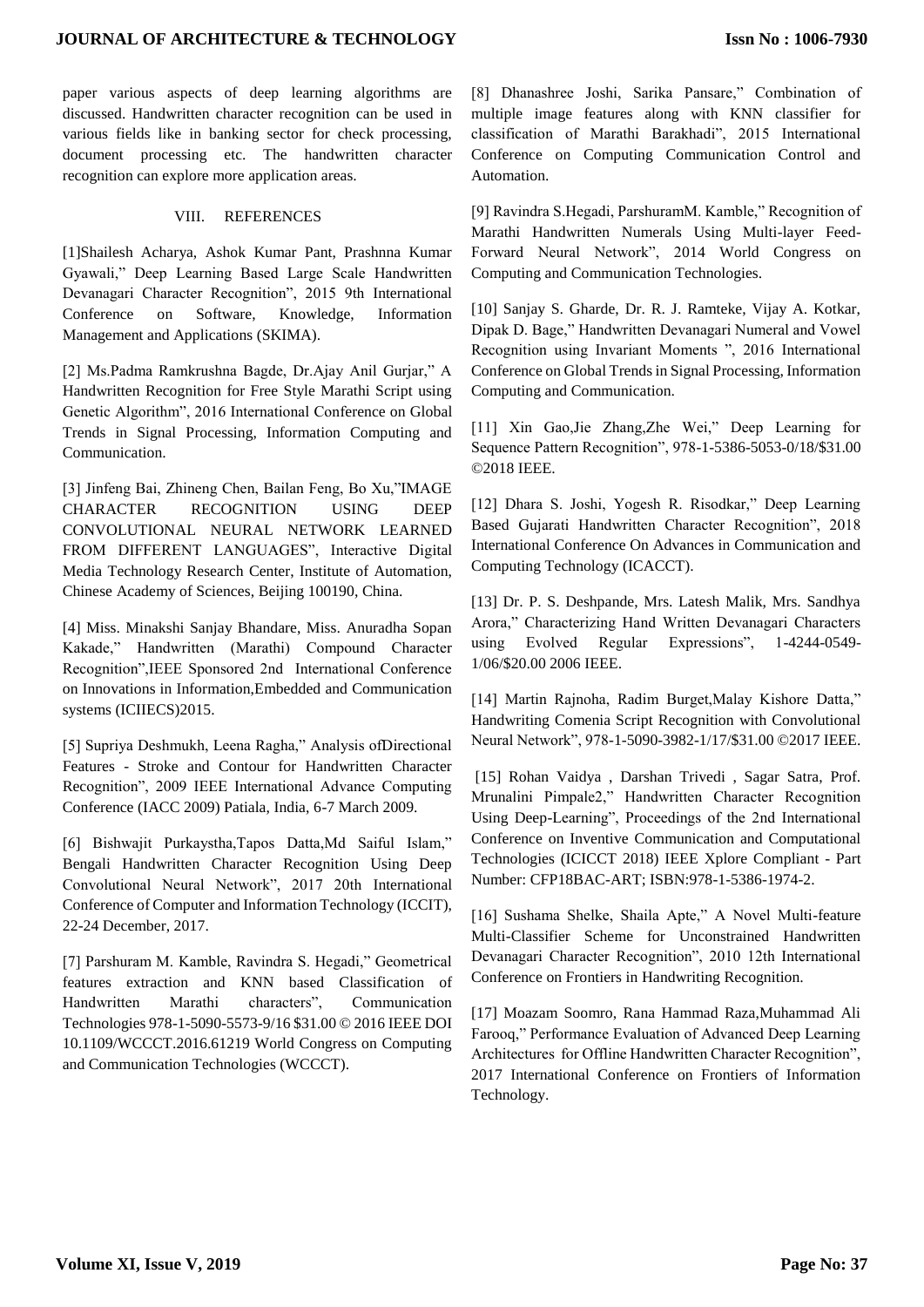paper various aspects of deep learning algorithms are discussed. Handwritten character recognition can be used in various fields like in banking sector for check processing, document processing etc. The handwritten character recognition can explore more application areas.

## VIII. REFERENCES

[1]Shailesh Acharya, Ashok Kumar Pant, Prashnna Kumar Gyawali," Deep Learning Based Large Scale Handwritten Devanagari Character Recognition", 2015 9th International Conference on Software, Knowledge, Information Management and Applications (SKIMA).

[2] Ms.Padma Ramkrushna Bagde, Dr.Ajay Anil Gurjar," A Handwritten Recognition for Free Style Marathi Script using Genetic Algorithm", 2016 International Conference on Global Trends in Signal Processing, Information Computing and Communication.

[3] Jinfeng Bai, Zhineng Chen, Bailan Feng, Bo Xu,"IMAGE CHARACTER RECOGNITION USING DEEP CONVOLUTIONAL NEURAL NETWORK LEARNED FROM DIFFERENT LANGUAGES", Interactive Digital Media Technology Research Center, Institute of Automation, Chinese Academy of Sciences, Beijing 100190, China.

[4] Miss. Minakshi Sanjay Bhandare, Miss. Anuradha Sopan Kakade," Handwritten (Marathi) Compound Character Recognition",IEEE Sponsored 2nd International Conference on Innovations in Information,Embedded and Communication systems (ICIIECS)2015.

[5] Supriya Deshmukh, Leena Ragha," Analysis ofDirectional Features - Stroke and Contour for Handwritten Character Recognition", 2009 IEEE International Advance Computing Conference (IACC 2009) Patiala, India, 6-7 March 2009.

[6] Bishwajit Purkaystha,Tapos Datta,Md Saiful Islam," Bengali Handwritten Character Recognition Using Deep Convolutional Neural Network", 2017 20th International Conference of Computer and Information Technology (ICCIT), 22-24 December, 2017.

[7] Parshuram M. Kamble, Ravindra S. Hegadi," Geometrical features extraction and KNN based Classification of Handwritten Marathi characters", Communication Technologies 978-1-5090-5573-9/16 $31.00 © 2016 IEEE DOI 10.1109/WCCCT.2016.61219 World Congress on Computing and Communication Technologies (WCCCT).

[8] Dhanashree Joshi, Sarika Pansare," Combination of multiple image features along with KNN classifier for classification of Marathi Barakhadi", 2015 International Conference on Computing Communication Control and Automation.

[9] Ravindra S.Hegadi, ParshuramM. Kamble," Recognition of Marathi Handwritten Numerals Using Multi-layer Feed-Forward Neural Network", 2014 World Congress on Computing and Communication Technologies.

[10] Sanjay S. Gharde, Dr. R. J. Ramteke, Vijay A. Kotkar, Dipak D. Bage," Handwritten Devanagari Numeral and Vowel Recognition using Invariant Moments ", 2016 International Conference on Global Trends in Signal Processing, Information Computing and Communication.

[11] Xin Gao,Jie Zhang,Zhe Wei," Deep Learning for Sequence Pattern Recognition", 978-1-5386-5053-0/18/$31.00 ©2018 IEEE.

[12] Dhara S. Joshi, Yogesh R. Risodkar," Deep Learning Based Gujarati Handwritten Character Recognition", 2018 International Conference On Advances in Communication and Computing Technology (ICACCT).

[13] Dr. P. S. Deshpande, Mrs. Latesh Malik, Mrs. Sandhya Arora," Characterizing Hand Written Devanagari Characters using Evolved Regular Expressions", 1-4244-0549-1/06/$20.00 2006 IEEE.

[14] Martin Rajnoha, Radim Burget,Malay Kishore Datta," Handwriting Comenia Script Recognition with Convolutional Neural Network", 978-1-5090-3982-1/17/$31.00 ©2017 IEEE.

[15] Rohan Vaidya , Darshan Trivedi , Sagar Satra, Prof. Mrunalini Pimpale2," Handwritten Character Recognition Using Deep-Learning", Proceedings of the 2nd International Conference on Inventive Communication and Computational Technologies (ICICCT 2018) IEEE Xplore Compliant - Part Number: CFP18BAC-ART; ISBN:978-1-5386-1974-2.

[16] Sushama Shelke, Shaila Apte," A Novel Multi-feature Multi-Classifier Scheme for Unconstrained Handwritten Devanagari Character Recognition", 2010 12th International Conference on Frontiers in Handwriting Recognition.

[17] Moazam Soomro, Rana Hammad Raza,Muhammad Ali Farooq," Performance Evaluation of Advanced Deep Learning Architectures for Offline Handwritten Character Recognition", 2017 International Conference on Frontiers of Information Technology.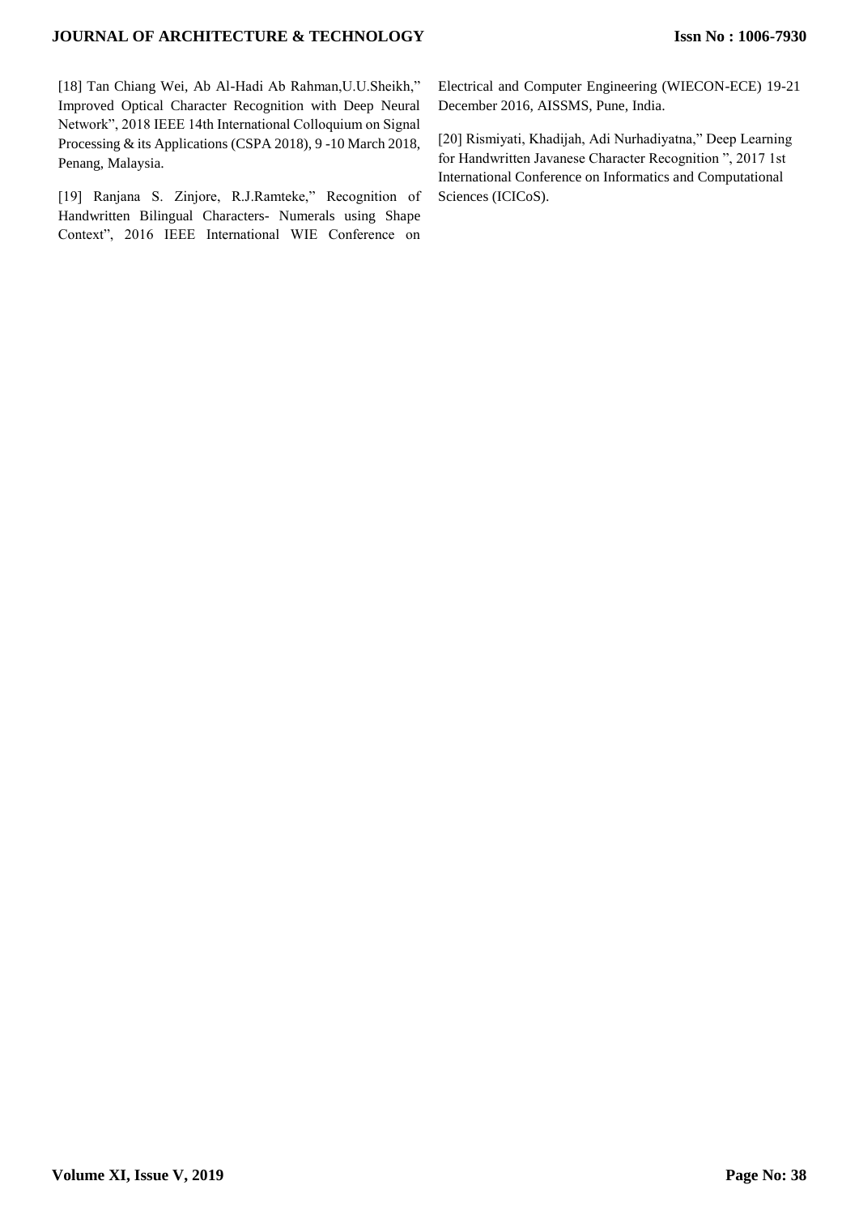[18] Tan Chiang Wei, Ab Al-Hadi Ab Rahman,U.U.Sheikh," Improved Optical Character Recognition with Deep Neural Network", 2018 IEEE 14th International Colloquium on Signal Processing & its Applications (CSPA 2018), 9 -10 March 2018, Penang, Malaysia.

[19] Ranjana S. Zinjore, R.J.Ramteke," Recognition of Handwritten Bilingual Characters- Numerals using Shape Context", 2016 IEEE International WIE Conference on Electrical and Computer Engineering (WIECON-ECE) 19-21 December 2016, AISSMS, Pune, India.

[20] Rismiyati, Khadijah, Adi Nurhadiyatna," Deep Learning for Handwritten Javanese Character Recognition ", 2017 1st International Conference on Informatics and Computational Sciences (ICICoS).